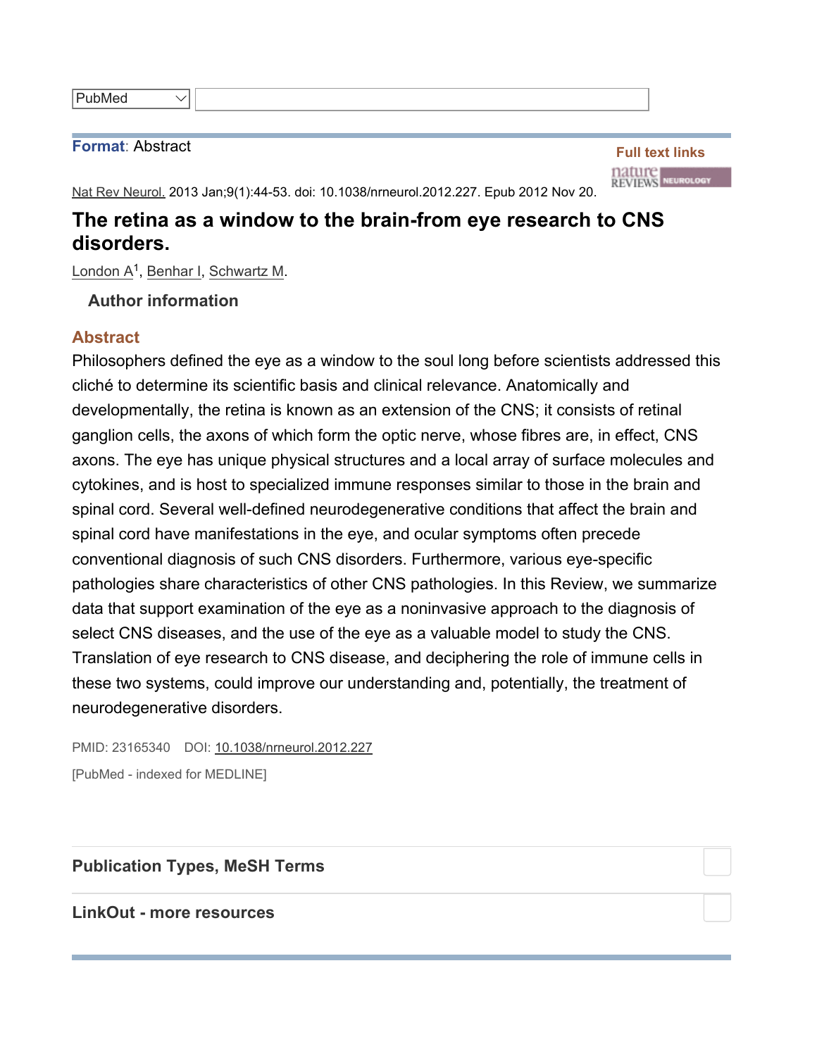PubMed

**Format**: Abstract

**Full text links**

Nat Rev Neurol. 2013 Jan;9(1):44-53. doi: 10.1038/nrneurol.2012.227. Epub 2012 Nov 20.

# The retina as a window to the brain-from eye research to CNS disorders.

London A[1], Benhar I, Schwartz M.

### Author information

## Abstract

Philosophers defined the eye as a window to the soul long before scientists addressed this cliché to determine its scientific basis and clinical relevance. Anatomically and developmentally, the retina is known as an extension of the CNS; it consists of retinal ganglion cells, the axons of which form the optic nerve, whose fibres are, in effect, CNS axons. The eye has unique physical structures and a local array of surface molecules and cytokines, and is host to specialized immune responses similar to those in the brain and spinal cord. Several well-defined neurodegenerative conditions that affect the brain and spinal cord have manifestations in the eye, and ocular symptoms often precede conventional diagnosis of such CNS disorders. Furthermore, various eye-specific pathologies share characteristics of other CNS pathologies. In this Review, we summarize data that support examination of the eye as a noninvasive approach to the diagnosis of select CNS diseases, and the use of the eye as a valuable model to study the CNS. Translation of eye research to CNS disease, and deciphering the role of immune cells in these two systems, could improve our understanding and, potentially, the treatment of neurodegenerative disorders.

PMID: 23165340 DOI: 10.1038/nrneurol.2012.227

[PubMed - indexed for MEDLINE]

### Publication Types, MeSH Terms

### LinkOut - more resources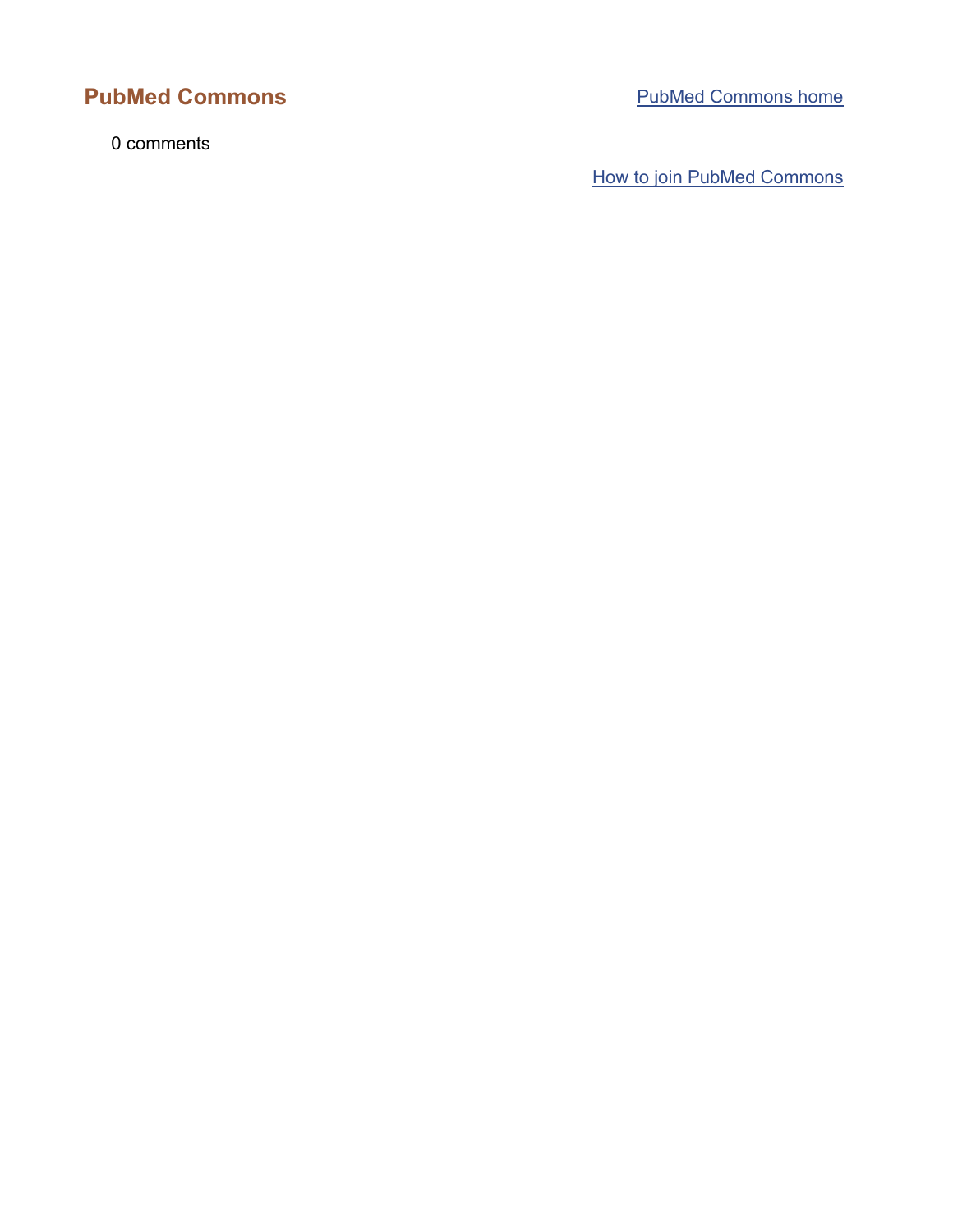## PubMed Commons

PubMed Commons home

0 comments

How to join PubMed Commons